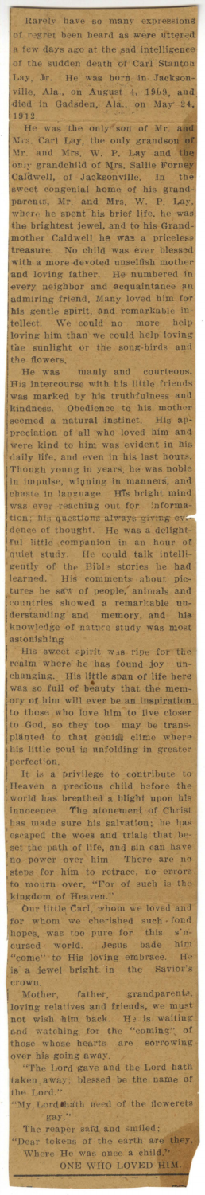Rarely have so many expressions of regret been heard as were uttered a few days ago at the sad intelligence of the sudden death of Carl Stanton Lay, Jr. He was born in Jacksonville, Ala., on August 4, 1909, and died in Gadsden, Ala., on May 24, 1912.

He was the only son of Mr. and Mrs. Carl Lay, the only grandson of Mr. and Mrs. W. P. Lay and the only grandchild of Mrs. Sallie Forney Caldwell, of Jacksonville. In the sweet congenial home of his grandparents, Mr. and Mrs. W. P. Lay, where he spent his brief life, he was the brightest jewel, and to his Grandmother Caldwell he was a priceless treasure. No child was ever blessed with a more devoted unselfish mother and loving father. He numbered in every neighbor and acquaintance an admiring friend. Many loved him for his gentle spirit, and remarkable intellect. We could no more help loving him than we could help loving the sunlight or the song-birds and the flowers.

He was manly and courteous. His intercourse with his little friends was marked by his truthfulness and kindness. Obedience to his mother seemed a natural instinct. His appreciation of all who loved him and were kind to him was evident in his daily life, and even in his last hours. Though young in years, he was noble in impulse, winning in manners, and chaste in language. His bright mind was ever reaching out for information; his questions always giving evidence of thought. He was a delightful little companion in an hour of quiet study. He could talk intelligently of the Bible stories he had learned. His comments about pictures he saw of people, animals and countries showed a remarkable understanding and memory, and his knowledge of nature study was most astonishing.

His sweet spirit was ripe for the realm where he has found joy unchanging. His little span of life here was so full of beauty that the memory of him will ever be an inspiration to those who love him to live closer to God, so they too may be transplanted to that genial clime where his little soul is unfolding in greater perfection.

It is a privilege to contribute to Heaven a precious child before the world has breathed a blight upon his innocence. The atonement of Christ has made sure his salvation; he has escaped the woes and trials that beset the path of life, and sin can have no power over him. There are no steps for him to retrace, no errors to mourn over, "For of such is the kingdom of Heaven."

Our little Carl, whom we loved and for whom we cherished such fond hopes, was too pure for this sin-cursed world. Jesus bade him "come" to His loving embrace. He is a jewel bright in the Savior's crown.

Mother, father, grandparents, loving relatives and friends, we must not wish him back. He is waiting and watching for the "coming" of those whose hearts are sorrowing over his going away.

"The Lord gave and the Lord hath taken away; blessed be the name of the Lord."

"My Lord hath need of the flowerets gay,"
The reaper said and smiled;
"Dear tokens of the earth are they,
Where He was once a child."

ONE WHO LOVED HIM.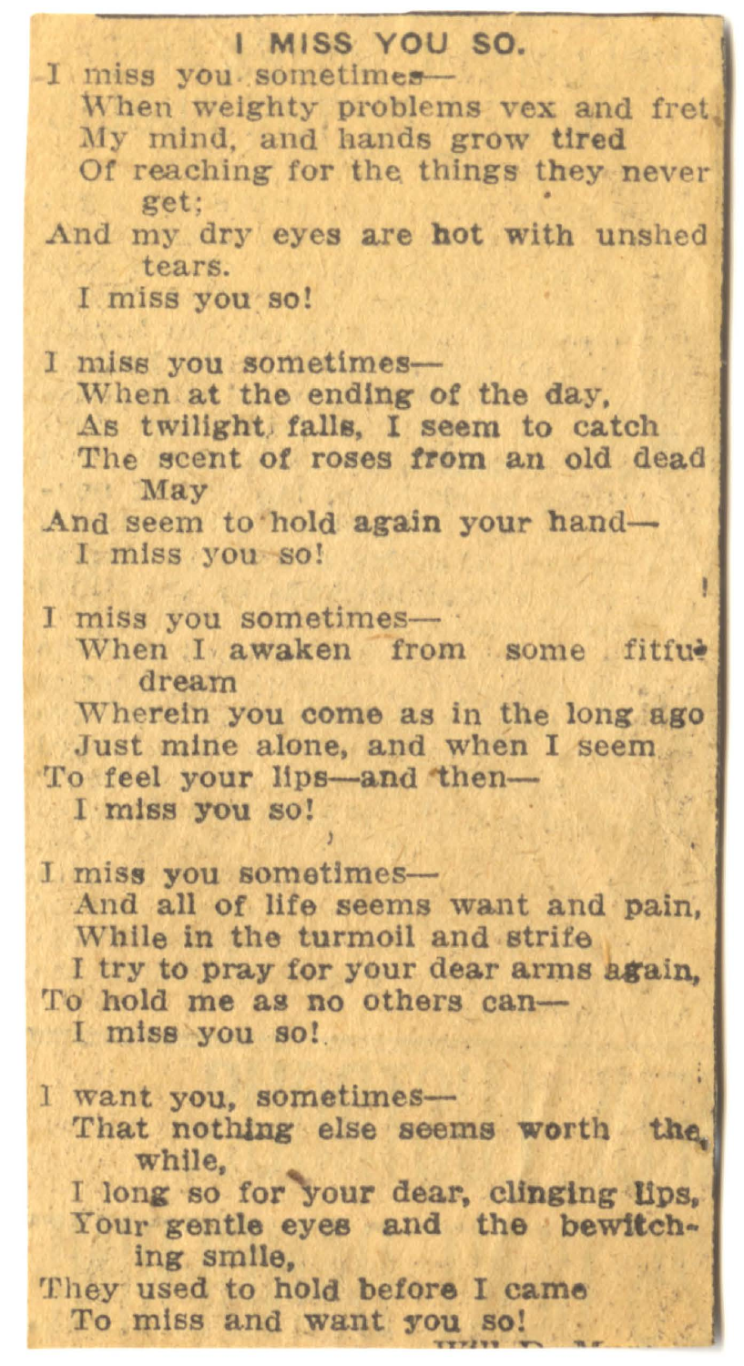# I MISS YOU SO.

I miss you sometimes—
When weighty problems vex and fret
My mind, and hands grow tired
Of reaching for the things they never get;
And my dry eyes are hot with unshed tears.
I miss you so!

I miss you sometimes—
When at the ending of the day,
As twilight falls, I seem to catch
The scent of roses from an old dead May
And seem to hold again your hand—
I miss you so!

I miss you sometimes—
When I awaken from some fitful dream
Wherein you come as in the long ago
Just mine alone, and when I seem
To feel your lips—and then—
I miss you so!

I miss you sometimes—
And all of life seems want and pain,
While in the turmoil and strife
I try to pray for your dear arms again,
To hold me as no others can—
I miss you so!

I want you, sometimes—
That nothing else seems worth the while,
I long so for your dear, clinging lips,
Your gentle eyes and the bewitching smile,
They used to hold before I came
To miss and want you so!